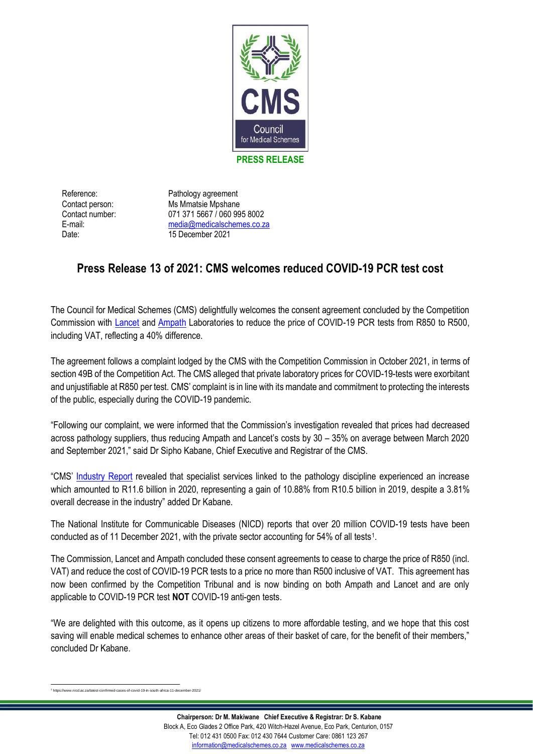**CMS**

**Council for Medical Schemes**

**PRESS RELEASE**

| | |
|---|---|
| Reference: | Pathology agreement |
| Contact person: | Ms Mmatsie Mpshane |
| Contact number: | 071 371 5667 / 060 995 8002 |
| E-mail: | media@medicalschemes.co.za |
| Date: | 15 December 2021 |

## Press Release 13 of 2021: CMS welcomes reduced COVID-19 PCR test cost

The Council for Medical Schemes (CMS) delightfully welcomes the consent agreement concluded by the Competition Commission with Lancet and Ampath Laboratories to reduce the price of COVID-19 PCR tests from R850 to R500, including VAT, reflecting a 40% difference.

The agreement follows a complaint lodged by the CMS with the Competition Commission in October 2021, in terms of section 49B of the Competition Act. The CMS alleged that private laboratory prices for COVID-19-tests were exorbitant and unjustifiable at R850 per test. CMS' complaint is in line with its mandate and commitment to protecting the interests of the public, especially during the COVID-19 pandemic.

"Following our complaint, we were informed that the Commission's investigation revealed that prices had decreased across pathology suppliers, thus reducing Ampath and Lancet's costs by 30 – 35% on average between March 2020 and September 2021," said Dr Sipho Kabane, Chief Executive and Registrar of the CMS.

"CMS' Industry Report revealed that specialist services linked to the pathology discipline experienced an increase which amounted to R11.6 billion in 2020, representing a gain of 10.88% from R10.5 billion in 2019, despite a 3.81% overall decrease in the industry" added Dr Kabane.

The National Institute for Communicable Diseases (NICD) reports that over 20 million COVID-19 tests have been conducted as of 11 December 2021, with the private sector accounting for 54% of all tests[1].

The Commission, Lancet and Ampath concluded these consent agreements to cease to charge the price of R850 (incl. VAT) and reduce the cost of COVID-19 PCR tests to a price no more than R500 inclusive of VAT. This agreement has now been confirmed by the Competition Tribunal and is now binding on both Ampath and Lancet and are only applicable to COVID-19 PCR test **NOT** COVID-19 anti-gen tests.

"We are delighted with this outcome, as it opens up citizens to more affordable testing, and we hope that this cost saving will enable medical schemes to enhance other areas of their basket of care, for the benefit of their members," concluded Dr Kabane.

[1] https://www.nicd.ac.za/latest-confirmed-cases-of-covid-19-in-south-africa-11-december-2021/

**Chairperson: Dr M. Makiwane Chief Executive & Registrar: Dr S. Kabane**
Block A, Eco Glades 2 Office Park, 420 Witch-Hazel Avenue, Eco Park, Centurion, 0157
Tel: 012 431 0500 Fax: 012 430 7644 Customer Care: 0861 123 267
information@medicalschemes.co.za www.medicalschemes.co.za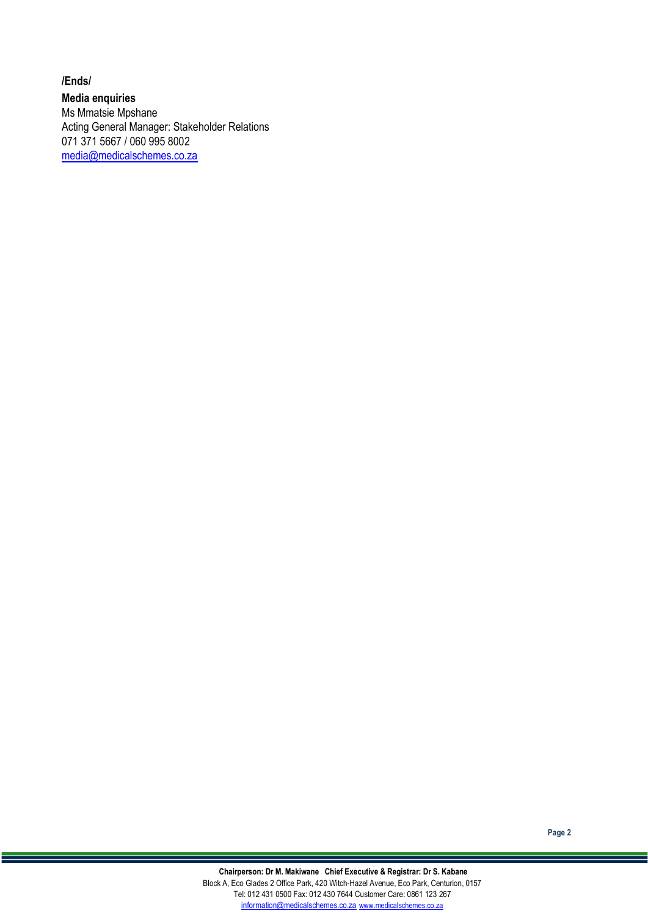**/Ends/**

**Media enquiries**
Ms Mmatsie Mpshane
Acting General Manager: Stakeholder Relations
071 371 5667 / 060 995 8002
media@medicalschemes.co.za